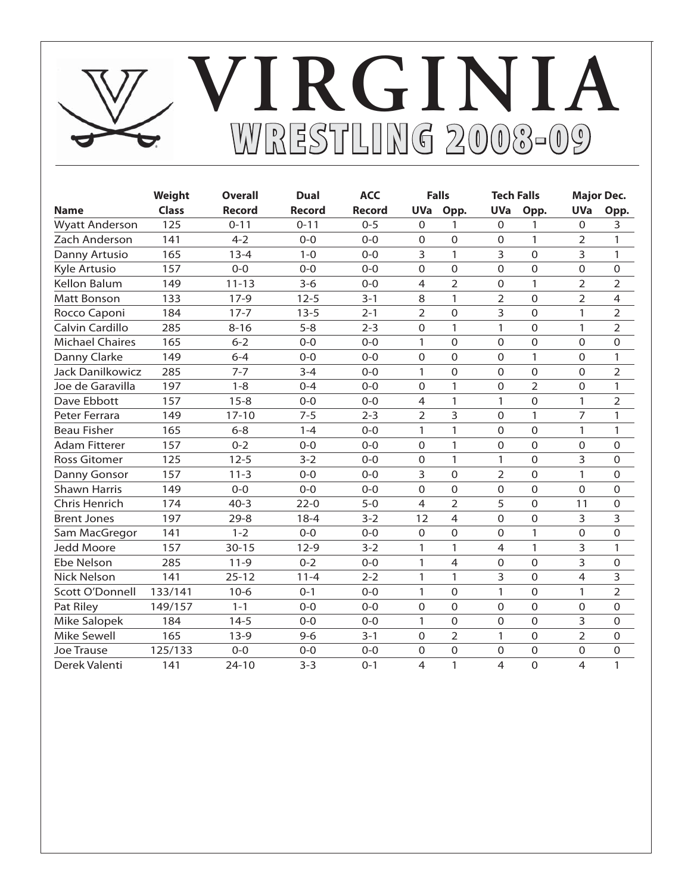# VIRGINIA
## WRESTLING 2008-09

| Name | Weight Class | Overall Record | Dual Record | ACC Record | Falls UVa | Falls Opp. | Tech Falls UVa | Tech Falls Opp. | Major Dec. UVa | Major Dec. Opp. |
|---|---|---|---|---|---|---|---|---|---|---|
| Wyatt Anderson | 125 | 0-11 | 0-11 | 0-5 | 0 | 1 | 0 | 1 | 0 | 3 |
| Zach Anderson | 141 | 4-2 | 0-0 | 0-0 | 0 | 0 | 0 | 1 | 2 | 1 |
| Danny Artusio | 165 | 13-4 | 1-0 | 0-0 | 3 | 1 | 3 | 0 | 3 | 1 |
| Kyle Artusio | 157 | 0-0 | 0-0 | 0-0 | 0 | 0 | 0 | 0 | 0 | 0 |
| Kellon Balum | 149 | 11-13 | 3-6 | 0-0 | 4 | 2 | 0 | 1 | 2 | 2 |
| Matt Bonson | 133 | 17-9 | 12-5 | 3-1 | 8 | 1 | 2 | 0 | 2 | 4 |
| Rocco Caponi | 184 | 17-7 | 13-5 | 2-1 | 2 | 0 | 3 | 0 | 1 | 2 |
| Calvin Cardillo | 285 | 8-16 | 5-8 | 2-3 | 0 | 1 | 1 | 0 | 1 | 2 |
| Michael Chaires | 165 | 6-2 | 0-0 | 0-0 | 1 | 0 | 0 | 0 | 0 | 0 |
| Danny Clarke | 149 | 6-4 | 0-0 | 0-0 | 0 | 0 | 0 | 1 | 0 | 1 |
| Jack Danilkowicz | 285 | 7-7 | 3-4 | 0-0 | 1 | 0 | 0 | 0 | 0 | 2 |
| Joe de Garavilla | 197 | 1-8 | 0-4 | 0-0 | 0 | 1 | 0 | 2 | 0 | 1 |
| Dave Ebbott | 157 | 15-8 | 0-0 | 0-0 | 4 | 1 | 1 | 0 | 1 | 2 |
| Peter Ferrara | 149 | 17-10 | 7-5 | 2-3 | 2 | 3 | 0 | 1 | 7 | 1 |
| Beau Fisher | 165 | 6-8 | 1-4 | 0-0 | 1 | 1 | 0 | 0 | 1 | 1 |
| Adam Fitterer | 157 | 0-2 | 0-0 | 0-0 | 0 | 1 | 0 | 0 | 0 | 0 |
| Ross Gitomer | 125 | 12-5 | 3-2 | 0-0 | 0 | 1 | 1 | 0 | 3 | 0 |
| Danny Gonsor | 157 | 11-3 | 0-0 | 0-0 | 3 | 0 | 2 | 0 | 1 | 0 |
| Shawn Harris | 149 | 0-0 | 0-0 | 0-0 | 0 | 0 | 0 | 0 | 0 | 0 |
| Chris Henrich | 174 | 40-3 | 22-0 | 5-0 | 4 | 2 | 5 | 0 | 11 | 0 |
| Brent Jones | 197 | 29-8 | 18-4 | 3-2 | 12 | 4 | 0 | 0 | 3 | 3 |
| Sam MacGregor | 141 | 1-2 | 0-0 | 0-0 | 0 | 0 | 0 | 1 | 0 | 0 |
| Jedd Moore | 157 | 30-15 | 12-9 | 3-2 | 1 | 1 | 4 | 1 | 3 | 1 |
| Ebe Nelson | 285 | 11-9 | 0-2 | 0-0 | 1 | 4 | 0 | 0 | 3 | 0 |
| Nick Nelson | 141 | 25-12 | 11-4 | 2-2 | 1 | 1 | 3 | 0 | 4 | 3 |
| Scott O'Donnell | 133/141 | 10-6 | 0-1 | 0-0 | 1 | 0 | 1 | 0 | 1 | 2 |
| Pat Riley | 149/157 | 1-1 | 0-0 | 0-0 | 0 | 0 | 0 | 0 | 0 | 0 |
| Mike Salopek | 184 | 14-5 | 0-0 | 0-0 | 1 | 0 | 0 | 0 | 3 | 0 |
| Mike Sewell | 165 | 13-9 | 9-6 | 3-1 | 0 | 2 | 1 | 0 | 2 | 0 |
| Joe Trause | 125/133 | 0-0 | 0-0 | 0-0 | 0 | 0 | 0 | 0 | 0 | 0 |
| Derek Valenti | 141 | 24-10 | 3-3 | 0-1 | 4 | 1 | 4 | 0 | 4 | 1 |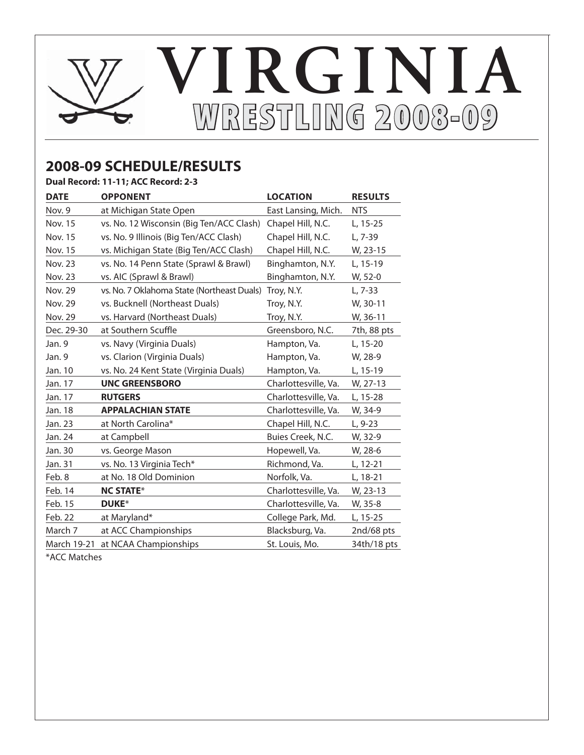# VIRGINIA WRESTLING 2008-09

## 2008-09 SCHEDULE/RESULTS

**Dual Record: 11-11; ACC Record: 2-3**

| DATE | OPPONENT | LOCATION | RESULTS |
|---|---|---|---|
| Nov. 9 | at Michigan State Open | East Lansing, Mich. | NTS |
| Nov. 15 | vs. No. 12 Wisconsin (Big Ten/ACC Clash) | Chapel Hill, N.C. | L, 15-25 |
| Nov. 15 | vs. No. 9 Illinois (Big Ten/ACC Clash) | Chapel Hill, N.C. | L, 7-39 |
| Nov. 15 | vs. Michigan State (Big Ten/ACC Clash) | Chapel Hill, N.C. | W, 23-15 |
| Nov. 23 | vs. No. 14 Penn State (Sprawl & Brawl) | Binghamton, N.Y. | L, 15-19 |
| Nov. 23 | vs. AIC (Sprawl & Brawl) | Binghamton, N.Y. | W, 52-0 |
| Nov. 29 | vs. No. 7 Oklahoma State (Northeast Duals) | Troy, N.Y. | L, 7-33 |
| Nov. 29 | vs. Bucknell (Northeast Duals) | Troy, N.Y. | W, 30-11 |
| Nov. 29 | vs. Harvard (Northeast Duals) | Troy, N.Y. | W, 36-11 |
| Dec. 29-30 | at Southern Scuffle | Greensboro, N.C. | 7th, 88 pts |
| Jan. 9 | vs. Navy (Virginia Duals) | Hampton, Va. | L, 15-20 |
| Jan. 9 | vs. Clarion (Virginia Duals) | Hampton, Va. | W, 28-9 |
| Jan. 10 | vs. No. 24 Kent State (Virginia Duals) | Hampton, Va. | L, 15-19 |
| Jan. 17 | **UNC GREENSBORO** | Charlottesville, Va. | W, 27-13 |
| Jan. 17 | **RUTGERS** | Charlottesville, Va. | L, 15-28 |
| Jan. 18 | **APPALACHIAN STATE** | Charlottesville, Va. | W, 34-9 |
| Jan. 23 | at North Carolina* | Chapel Hill, N.C. | L, 9-23 |
| Jan. 24 | at Campbell | Buies Creek, N.C. | W, 32-9 |
| Jan. 30 | vs. George Mason | Hopewell, Va. | W, 28-6 |
| Jan. 31 | vs. No. 13 Virginia Tech* | Richmond, Va. | L, 12-21 |
| Feb. 8 | at No. 18 Old Dominion | Norfolk, Va. | L, 18-21 |
| Feb. 14 | **NC STATE*** | Charlottesville, Va. | W, 23-13 |
| Feb. 15 | **DUKE*** | Charlottesville, Va. | W, 35-8 |
| Feb. 22 | at Maryland* | College Park, Md. | L, 15-25 |
| March 7 | at ACC Championships | Blacksburg, Va. | 2nd/68 pts |
| March 19-21 | at NCAA Championships | St. Louis, Mo. | 34th/18 pts |

*ACC Matches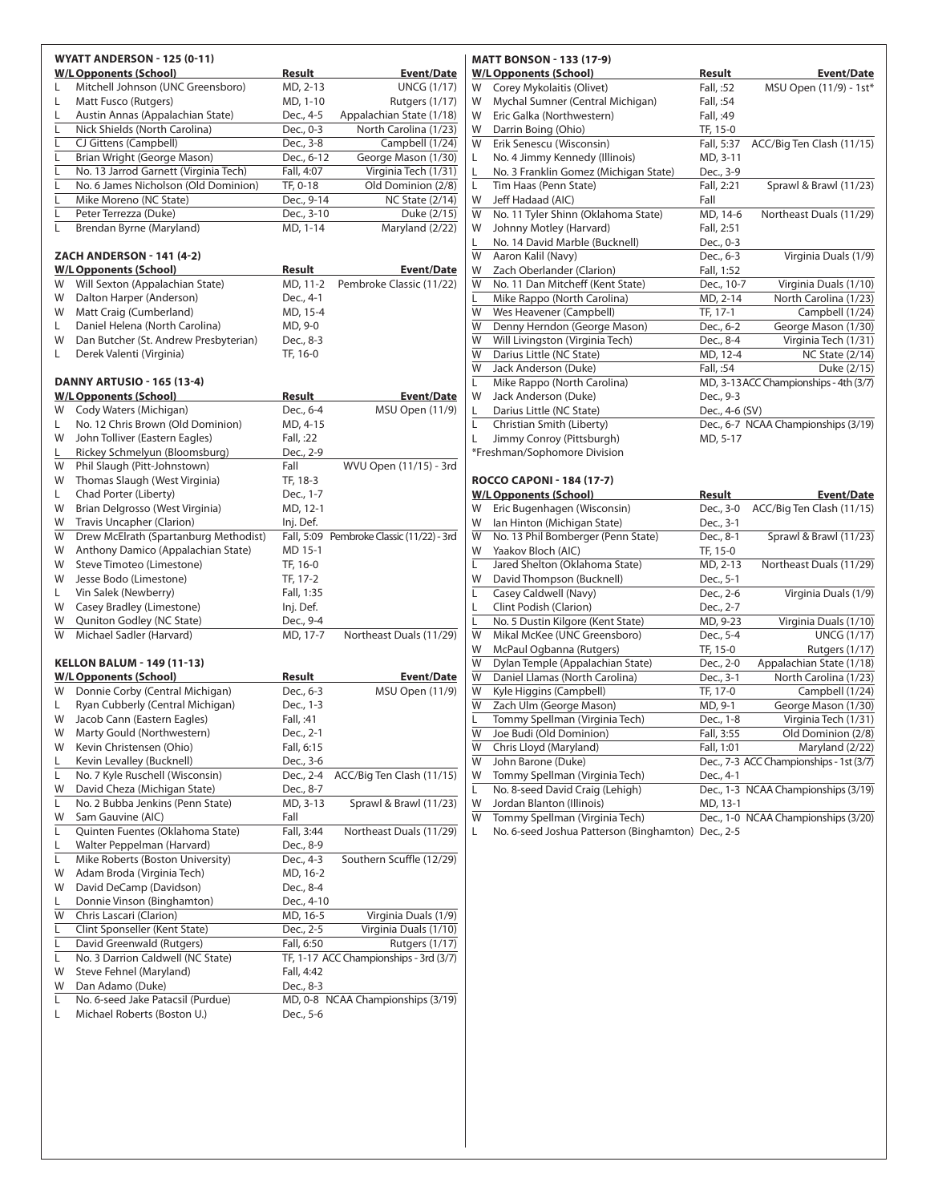### WYATT ANDERSON - 125 (0-11)

| W/L | Opponents (School) | Result | Event/Date |
|---|---|---|---|
| L | Mitchell Johnson (UNC Greensboro) | MD, 2-13 | UNCG (1/17) |
| L | Matt Fusco (Rutgers) | MD, 1-10 | Rutgers (1/17) |
| L | Austin Annas (Appalachian State) | Dec., 4-5 | Appalachian State (1/18) |
| L | Nick Shields (North Carolina) | Dec., 0-3 | North Carolina (1/23) |
| L | CJ Gittens (Campbell) | Dec., 3-8 | Campbell (1/24) |
| L | Brian Wright (George Mason) | Dec., 6-12 | George Mason (1/30) |
| L | No. 13 Jarrod Garnett (Virginia Tech) | Fall, 4:07 | Virginia Tech (1/31) |
| L | No. 6 James Nicholson (Old Dominion) | TF, 0-18 | Old Dominion (2/8) |
| L | Mike Moreno (NC State) | Dec., 9-14 | NC State (2/14) |
| L | Peter Terrezza (Duke) | Dec., 3-10 | Duke (2/15) |
| L | Brendan Byrne (Maryland) | MD, 1-14 | Maryland (2/22) |

### ZACH ANDERSON - 141 (4-2)

| W/L | Opponents (School) | Result | Event/Date |
|---|---|---|---|
| W | Will Sexton (Appalachian State) | MD, 11-2 | Pembroke Classic (11/22) |
| W | Dalton Harper (Anderson) | Dec., 4-1 | |
| W | Matt Craig (Cumberland) | MD, 15-4 | |
| L | Daniel Helena (North Carolina) | MD, 9-0 | |
| W | Dan Butcher (St. Andrew Presbyterian) | Dec., 8-3 | |
| L | Derek Valenti (Virginia) | TF, 16-0 | |

### DANNY ARTUSIO - 165 (13-4)

| W/L | Opponents (School) | Result | Event/Date |
|---|---|---|---|
| W | Cody Waters (Michigan) | Dec., 6-4 | MSU Open (11/9) |
| L | No. 12 Chris Brown (Old Dominion) | MD, 4-15 | |
| W | John Tolliver (Eastern Eagles) | Fall, :22 | |
| L | Rickey Schmelyun (Bloomsburg) | Dec., 2-9 | |
| W | Phil Slaugh (Pitt-Johnstown) | Fall | WVU Open (11/15) - 3rd |
| W | Thomas Slaugh (West Virginia) | TF, 18-3 | |
| L | Chad Porter (Liberty) | Dec., 1-7 | |
| W | Brian Delgrosso (West Virginia) | MD, 12-1 | |
| W | Travis Uncapher (Clarion) | Inj. Def. | |
| W | Drew McElrath (Spartanburg Methodist) | Fall, 5:09 | Pembroke Classic (11/22) - 3rd |
| W | Anthony Damico (Appalachian State) | MD 15-1 | |
| W | Steve Timoteo (Limestone) | TF, 16-0 | |
| W | Jesse Bodo (Limestone) | TF, 17-2 | |
| L | Vin Salek (Newberry) | Fall, 1:35 | |
| W | Casey Bradley (Limestone) | Inj. Def. | |
| W | Quniton Godley (NC State) | Dec., 9-4 | |
| W | Michael Sadler (Harvard) | MD, 17-7 | Northeast Duals (11/29) |

### KELLON BALUM - 149 (11-13)

| W/L | Opponents (School) | Result | Event/Date |
|---|---|---|---|
| W | Donnie Corby (Central Michigan) | Dec., 6-3 | MSU Open (11/9) |
| L | Ryan Cubberly (Central Michigan) | Dec., 1-3 | |
| W | Jacob Cann (Eastern Eagles) | Fall, :41 | |
| W | Marty Gould (Northwestern) | Dec., 2-1 | |
| W | Kevin Christensen (Ohio) | Fall, 6:15 | |
| L | Kevin Levalley (Bucknell) | Dec., 3-6 | |
| L | No. 7 Kyle Ruschell (Wisconsin) | Dec., 2-4 | ACC/Big Ten Clash (11/15) |
| W | David Cheza (Michigan State) | Dec., 8-7 | |
| L | No. 2 Bubba Jenkins (Penn State) | MD, 3-13 | Sprawl & Brawl (11/23) |
| W | Sam Gauvine (AIC) | Fall | |
| L | Quinten Fuentes (Oklahoma State) | Fall, 3:44 | Northeast Duals (11/29) |
| L | Walter Peppelman (Harvard) | Dec., 8-9 | |
| L | Mike Roberts (Boston University) | Dec., 4-3 | Southern Scuffle (12/29) |
| W | Adam Broda (Virginia Tech) | MD, 16-2 | |
| W | David DeCamp (Davidson) | Dec., 8-4 | |
| L | Donnie Vinson (Binghamton) | Dec., 4-10 | |
| W | Chris Lascari (Clarion) | MD, 16-5 | Virginia Duals (1/9) |
| L | Clint Sponseller (Kent State) | Dec., 2-5 | Virginia Duals (1/10) |
| L | David Greenwald (Rutgers) | Fall, 6:50 | Rutgers (1/17) |
| L | No. 3 Darrion Caldwell (NC State) | TF, 1-17 | ACC Championships - 3rd (3/7) |
| W | Steve Fehnel (Maryland) | Fall, 4:42 | |
| W | Dan Adamo (Duke) | Dec., 8-3 | |
| L | No. 6-seed Jake Patacsil (Purdue) | MD, 0-8 | NCAA Championships (3/19) |
| L | Michael Roberts (Boston U.) | Dec., 5-6 | |

### MATT BONSON - 133 (17-9)

| W/L | Opponents (School) | Result | Event/Date |
|---|---|---|---|
| W | Corey Mykolaitis (Olivet) | Fall, :52 | MSU Open (11/9) - 1st* |
| W | Mychal Sumner (Central Michigan) | Fall, :54 | |
| W | Eric Galka (Northwestern) | Fall, :49 | |
| W | Darrin Boing (Ohio) | TF, 15-0 | |
| W | Erik Senescu (Wisconsin) | Fall, 5:37 | ACC/Big Ten Clash (11/15) |
| L | No. 4 Jimmy Kennedy (Illinois) | MD, 3-11 | |
| L | No. 3 Franklin Gomez (Michigan State) | Dec., 3-9 | |
| L | Tim Haas (Penn State) | Fall, 2:21 | Sprawl & Brawl (11/23) |
| W | Jeff Hadaad (AIC) | Fall | |
| W | No. 11 Tyler Shinn (Oklahoma State) | MD, 14-6 | Northeast Duals (11/29) |
| W | Johnny Motley (Harvard) | Fall, 2:51 | |
| L | No. 14 David Marble (Bucknell) | Dec., 0-3 | |
| W | Aaron Kalil (Navy) | Dec., 6-3 | Virginia Duals (1/9) |
| W | Zach Oberlander (Clarion) | Fall, 1:52 | |
| W | No. 11 Dan Mitcheff (Kent State) | Dec., 10-7 | Virginia Duals (1/10) |
| L | Mike Rappo (North Carolina) | MD, 2-14 | North Carolina (1/23) |
| W | Wes Heavener (Campbell) | TF, 17-1 | Campbell (1/24) |
| W | Denny Herndon (George Mason) | Dec., 6-2 | George Mason (1/30) |
| W | Will Livingston (Virginia Tech) | Dec., 8-4 | Virginia Tech (1/31) |
| W | Darius Little (NC State) | MD, 12-4 | NC State (2/14) |
| W | Jack Anderson (Duke) | Fall, :54 | Duke (2/15) |
| L | Mike Rappo (North Carolina) | MD, 3-13 | ACC Championships - 4th (3/7) |
| W | Jack Anderson (Duke) | Dec., 9-3 | |
| L | Darius Little (NC State) | Dec., 4-6 (SV) | |
| L | Christian Smith (Liberty) | Dec., 6-7 | NCAA Championships (3/19) |
| L | Jimmy Conroy (Pittsburgh) | MD, 5-17 | |

*Freshman/Sophomore Division

### ROCCO CAPONI - 184 (17-7)

| W/L | Opponents (School) | Result | Event/Date |
|---|---|---|---|
| W | Eric Bugenhagen (Wisconsin) | Dec., 3-0 | ACC/Big Ten Clash (11/15) |
| W | Ian Hinton (Michigan State) | Dec., 3-1 | |
| W | No. 13 Phil Bomberger (Penn State) | Dec., 8-1 | Sprawl & Brawl (11/23) |
| W | Yaakov Bloch (AIC) | TF, 15-0 | |
| L | Jared Shelton (Oklahoma State) | MD, 2-13 | Northeast Duals (11/29) |
| W | David Thompson (Bucknell) | Dec., 5-1 | |
| L | Casey Caldwell (Navy) | Dec., 2-6 | Virginia Duals (1/9) |
| L | Clint Podish (Clarion) | Dec., 2-7 | |
| L | No. 5 Dustin Kilgore (Kent State) | MD, 9-23 | Virginia Duals (1/10) |
| W | Mikal McKee (UNC Greensboro) | Dec., 5-4 | UNCG (1/17) |
| W | McPaul Ogbanna (Rutgers) | TF, 15-0 | Rutgers (1/17) |
| W | Dylan Temple (Appalachian State) | Dec., 2-0 | Appalachian State (1/18) |
| W | Daniel Llamas (North Carolina) | Dec., 3-1 | North Carolina (1/23) |
| W | Kyle Higgins (Campbell) | TF, 17-0 | Campbell (1/24) |
| W | Zach Ulm (George Mason) | MD, 9-1 | George Mason (1/30) |
| L | Tommy Spellman (Virginia Tech) | Dec., 1-8 | Virginia Tech (1/31) |
| W | Joe Budi (Old Dominion) | Fall, 3:55 | Old Dominion (2/8) |
| W | Chris Lloyd (Maryland) | Fall, 1:01 | Maryland (2/22) |
| W | John Barone (Duke) | Dec., 7-3 | ACC Championships - 1st (3/7) |
| W | Tommy Spellman (Virginia Tech) | Dec., 4-1 | |
| L | No. 8-seed David Craig (Lehigh) | Dec., 1-3 | NCAA Championships (3/19) |
| W | Jordan Blanton (Illinois) | MD, 13-1 | |
| W | Tommy Spellman (Virginia Tech) | Dec., 1-0 | NCAA Championships (3/20) |
| L | No. 6-seed Joshua Patterson (Binghamton) | Dec., 2-5 | |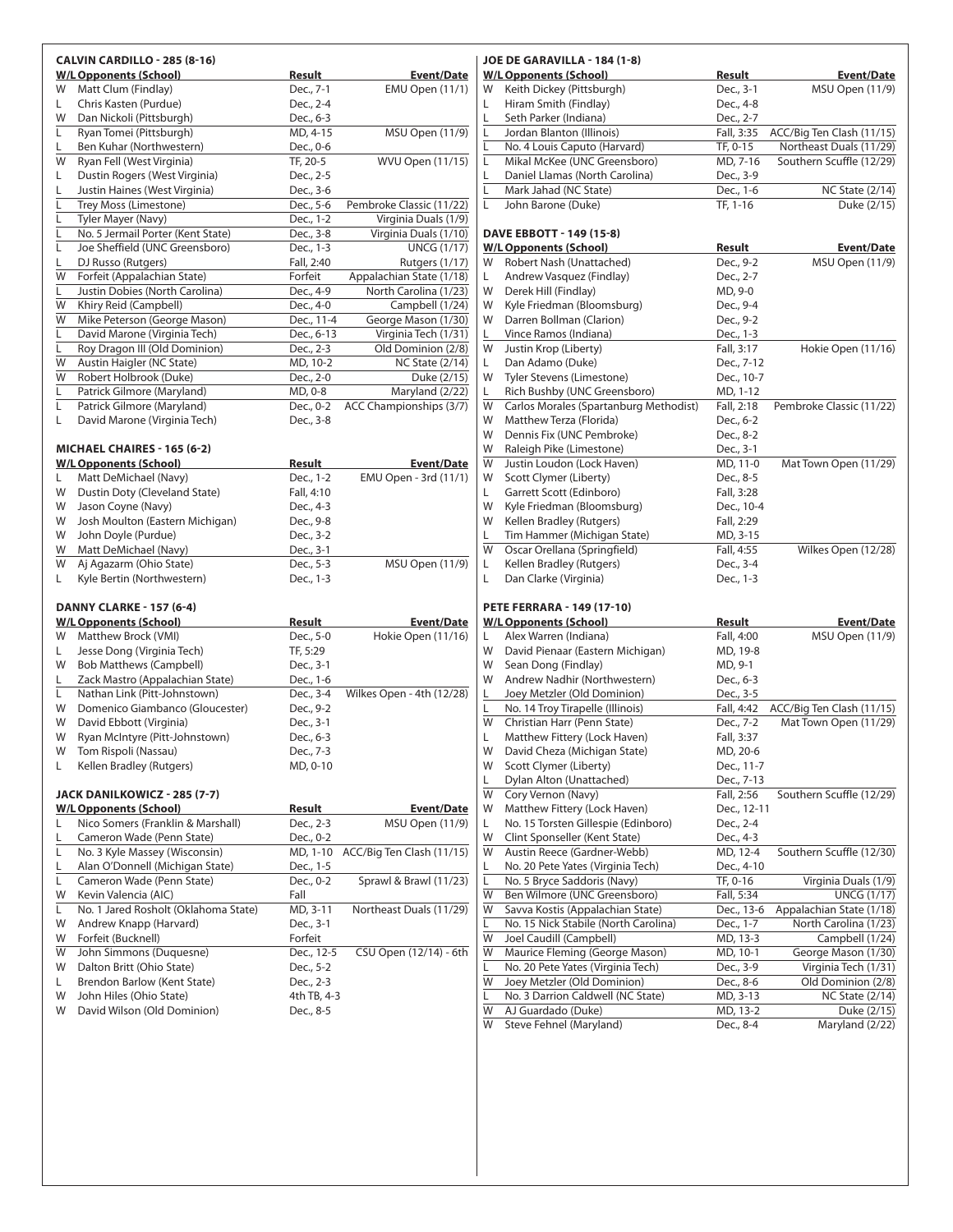### CALVIN CARDILLO - 285 (8-16)

| W/L | Opponents (School) | Result | Event/Date |
|---|---|---|---|
| W | Matt Clum (Findlay) | Dec., 7-1 | EMU Open (11/1) |
| L | Chris Kasten (Purdue) | Dec., 2-4 | |
| W | Dan Nickoli (Pittsburgh) | Dec., 6-3 | |
| L | Ryan Tomei (Pittsburgh) | MD, 4-15 | MSU Open (11/9) |
| L | Ben Kuhar (Northwestern) | Dec., 0-6 | |
| W | Ryan Fell (West Virginia) | TF, 20-5 | WVU Open (11/15) |
| L | Dustin Rogers (West Virginia) | Dec., 2-5 | |
| L | Justin Haines (West Virginia) | Dec., 3-6 | |
| L | Trey Moss (Limestone) | Dec., 5-6 | Pembroke Classic (11/22) |
| L | Tyler Mayer (Navy) | Dec., 1-2 | Virginia Duals (1/9) |
| L | No. 5 Jermail Porter (Kent State) | Dec., 3-8 | Virginia Duals (1/10) |
| L | Joe Sheffield (UNC Greensboro) | Dec., 1-3 | UNCG (1/17) |
| L | DJ Russo (Rutgers) | Fall, 2:40 | Rutgers (1/17) |
| W | Forfeit (Appalachian State) | Forfeit | Appalachian State (1/18) |
| L | Justin Dobies (North Carolina) | Dec., 4-9 | North Carolina (1/23) |
| W | Khiry Reid (Campbell) | Dec., 4-0 | Campbell (1/24) |
| W | Mike Peterson (George Mason) | Dec., 11-4 | George Mason (1/30) |
| L | David Marone (Virginia Tech) | Dec., 6-13 | Virginia Tech (1/31) |
| L | Roy Dragon III (Old Dominion) | Dec., 2-3 | Old Dominion (2/8) |
| W | Austin Haigler (NC State) | MD, 10-2 | NC State (2/14) |
| W | Robert Holbrook (Duke) | Dec., 2-0 | Duke (2/15) |
| L | Patrick Gilmore (Maryland) | MD, 0-8 | Maryland (2/22) |
| L | Patrick Gilmore (Maryland) | Dec., 0-2 | ACC Championships (3/7) |
| L | David Marone (Virginia Tech) | Dec., 3-8 | |

### MICHAEL CHAIRES - 165 (6-2)

| W/L | Opponents (School) | Result | Event/Date |
|---|---|---|---|
| L | Matt DeMichael (Navy) | Dec., 1-2 | EMU Open - 3rd (11/1) |
| W | Dustin Doty (Cleveland State) | Fall, 4:10 | |
| W | Jason Coyne (Navy) | Dec., 4-3 | |
| W | Josh Moulton (Eastern Michigan) | Dec., 9-8 | |
| W | John Doyle (Purdue) | Dec., 3-2 | |
| W | Matt DeMichael (Navy) | Dec., 3-1 | |
| W | Aj Agazarm (Ohio State) | Dec., 5-3 | MSU Open (11/9) |
| L | Kyle Bertin (Northwestern) | Dec., 1-3 | |

### DANNY CLARKE - 157 (6-4)

| W/L | Opponents (School) | Result | Event/Date |
|---|---|---|---|
| W | Matthew Brock (VMI) | Dec., 5-0 | Hokie Open (11/16) |
| L | Jesse Dong (Virginia Tech) | TF, 5:29 | |
| W | Bob Matthews (Campbell) | Dec., 3-1 | |
| L | Zack Mastro (Appalachian State) | Dec., 1-6 | |
| L | Nathan Link (Pitt-Johnstown) | Dec., 3-4 | Wilkes Open - 4th (12/28) |
| W | Domenico Giambanco (Gloucester) | Dec., 9-2 | |
| W | David Ebbott (Virginia) | Dec., 3-1 | |
| W | Ryan McIntyre (Pitt-Johnstown) | Dec., 6-3 | |
| W | Tom Rispoli (Nassau) | Dec., 7-3 | |
| L | Kellen Bradley (Rutgers) | MD, 0-10 | |

### JACK DANILKOWICZ - 285 (7-7)

| W/L | Opponents (School) | Result | Event/Date |
|---|---|---|---|
| L | Nico Somers (Franklin & Marshall) | Dec., 2-3 | MSU Open (11/9) |
| L | Cameron Wade (Penn State) | Dec., 0-2 | |
| L | No. 3 Kyle Massey (Wisconsin) | MD, 1-10 | ACC/Big Ten Clash (11/15) |
| L | Alan O'Donnell (Michigan State) | Dec., 1-5 | |
| L | Cameron Wade (Penn State) | Dec., 0-2 | Sprawl & Brawl (11/23) |
| W | Kevin Valencia (AIC) | Fall | |
| L | No. 1 Jared Rosholt (Oklahoma State) | MD, 3-11 | Northeast Duals (11/29) |
| W | Andrew Knapp (Harvard) | Dec., 3-1 | |
| W | Forfeit (Bucknell) | Forfeit | |
| W | John Simmons (Duquesne) | Dec., 12-5 | CSU Open (12/14) - 6th |
| W | Dalton Britt (Ohio State) | Dec., 5-2 | |
| L | Brendon Barlow (Kent State) | Dec., 2-3 | |
| W | John Hiles (Ohio State) | 4th TB, 4-3 | |
| W | David Wilson (Old Dominion) | Dec., 8-5 | |

### JOE DE GARAVILLA - 184 (1-8)

| W/L | Opponents (School) | Result | Event/Date |
|---|---|---|---|
| W | Keith Dickey (Pittsburgh) | Dec., 3-1 | MSU Open (11/9) |
| L | Hiram Smith (Findlay) | Dec., 4-8 | |
| L | Seth Parker (Indiana) | Dec., 2-7 | |
| L | Jordan Blanton (Illinois) | Fall, 3:35 | ACC/Big Ten Clash (11/15) |
| L | No. 4 Louis Caputo (Harvard) | TF, 0-15 | Northeast Duals (11/29) |
| L | Mikal McKee (UNC Greensboro) | MD, 7-16 | Southern Scuffle (12/29) |
| L | Daniel Llamas (North Carolina) | Dec., 3-9 | |
| L | Mark Jahad (NC State) | Dec., 1-6 | NC State (2/14) |
| L | John Barone (Duke) | TF, 1-16 | Duke (2/15) |

### DAVE EBBOTT - 149 (15-8)

| W/L | Opponents (School) | Result | Event/Date |
|---|---|---|---|
| W | Robert Nash (Unattached) | Dec., 9-2 | MSU Open (11/9) |
| L | Andrew Vasquez (Findlay) | Dec., 2-7 | |
| W | Derek Hill (Findlay) | MD, 9-0 | |
| W | Kyle Friedman (Bloomsburg) | Dec., 9-4 | |
| W | Darren Bollman (Clarion) | Dec., 9-2 | |
| L | Vince Ramos (Indiana) | Dec., 1-3 | |
| W | Justin Krop (Liberty) | Fall, 3:17 | Hokie Open (11/16) |
| L | Dan Adamo (Duke) | Dec., 7-12 | |
| W | Tyler Stevens (Limestone) | Dec., 10-7 | |
| L | Rich Bushby (UNC Greensboro) | MD, 1-12 | |
| W | Carlos Morales (Spartanburg Methodist) | Fall, 2:18 | Pembroke Classic (11/22) |
| W | Matthew Terza (Florida) | Dec., 6-2 | |
| W | Dennis Fix (UNC Pembroke) | Dec., 8-2 | |
| W | Raleigh Pike (Limestone) | Dec., 3-1 | |
| W | Justin Loudon (Lock Haven) | MD, 11-0 | Mat Town Open (11/29) |
| W | Scott Clymer (Liberty) | Dec., 8-5 | |
| L | Garrett Scott (Edinboro) | Fall, 3:28 | |
| W | Kyle Friedman (Bloomsburg) | Dec., 10-4 | |
| W | Kellen Bradley (Rutgers) | Fall, 2:29 | |
| L | Tim Hammer (Michigan State) | MD, 3-15 | |
| W | Oscar Orellana (Springfield) | Fall, 4:55 | Wilkes Open (12/28) |
| L | Kellen Bradley (Rutgers) | Dec., 3-4 | |
| L | Dan Clarke (Virginia) | Dec., 1-3 | |

### PETE FERRARA - 149 (17-10)

| W/L | Opponents (School) | Result | Event/Date |
|---|---|---|---|
| L | Alex Warren (Indiana) | Fall, 4:00 | MSU Open (11/9) |
| W | David Pienaar (Eastern Michigan) | MD, 19-8 | |
| W | Sean Dong (Findlay) | MD, 9-1 | |
| W | Andrew Nadhir (Northwestern) | Dec., 6-3 | |
| L | Joey Metzler (Old Dominion) | Dec., 3-5 | |
| L | No. 14 Troy Tirapelle (Illinois) | Fall, 4:42 | ACC/Big Ten Clash (11/15) |
| W | Christian Harr (Penn State) | Dec., 7-2 | Mat Town Open (11/29) |
| L | Matthew Fittery (Lock Haven) | Fall, 3:37 | |
| W | David Cheza (Michigan State) | MD, 20-6 | |
| W | Scott Clymer (Liberty) | Dec., 11-7 | |
| L | Dylan Alton (Unattached) | Dec., 7-13 | |
| W | Cory Vernon (Navy) | Fall, 2:56 | Southern Scuffle (12/29) |
| W | Matthew Fittery (Lock Haven) | Dec., 12-11 | |
| L | No. 15 Torsten Gillespie (Edinboro) | Dec., 2-4 | |
| W | Clint Sponseller (Kent State) | Dec., 4-3 | |
| W | Austin Reece (Gardner-Webb) | MD, 12-4 | Southern Scuffle (12/30) |
| L | No. 20 Pete Yates (Virginia Tech) | Dec., 4-10 | |
| L | No. 5 Bryce Saddoris (Navy) | TF, 0-16 | Virginia Duals (1/9) |
| W | Ben Wilmore (UNC Greensboro) | Fall, 5:34 | UNCG (1/17) |
| W | Savva Kostis (Appalachian State) | Dec., 13-6 | Appalachian State (1/18) |
| L | No. 15 Nick Stabile (North Carolina) | Dec., 1-7 | North Carolina (1/23) |
| W | Joel Caudill (Campbell) | MD, 13-3 | Campbell (1/24) |
| W | Maurice Fleming (George Mason) | MD, 10-1 | George Mason (1/30) |
| L | No. 20 Pete Yates (Virginia Tech) | Dec., 3-9 | Virginia Tech (1/31) |
| W | Joey Metzler (Old Dominion) | Dec., 8-6 | Old Dominion (2/8) |
| L | No. 3 Darrion Caldwell (NC State) | MD, 3-13 | NC State (2/14) |
| W | AJ Guardado (Duke) | MD, 13-2 | Duke (2/15) |
| W | Steve Fehnel (Maryland) | Dec., 8-4 | Maryland (2/22) |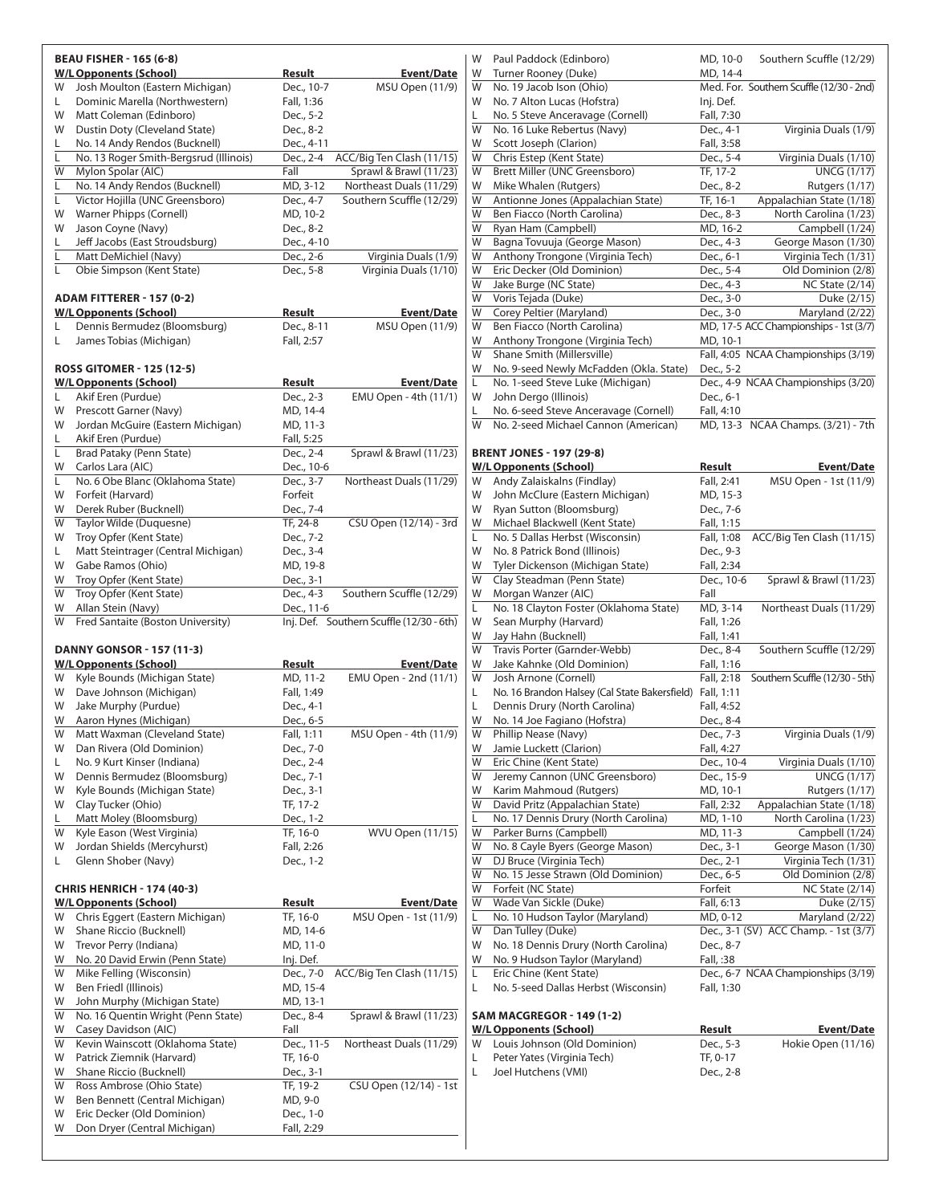### BEAU FISHER - 165 (6-8)

| W/L | Opponents (School) | Result | Event/Date |
|---|---|---|---|
| W | Josh Moulton (Eastern Michigan) | Dec., 10-7 | MSU Open (11/9) |
| L | Dominic Marella (Northwestern) | Fall, 1:36 | |
| W | Matt Coleman (Edinboro) | Dec., 5-2 | |
| W | Dustin Doty (Cleveland State) | Dec., 8-2 | |
| L | No. 14 Andy Rendos (Bucknell) | Dec., 4-11 | |
| L | No. 13 Roger Smith-Bergsrud (Illinois) | Dec., 2-4 | ACC/Big Ten Clash (11/15) |
| W | Mylon Spolar (AIC) | Fall | Sprawl & Brawl (11/23) |
| L | No. 14 Andy Rendos (Bucknell) | MD, 3-12 | Northeast Duals (11/29) |
| L | Victor Hojilla (UNC Greensboro) | Dec., 4-7 | Southern Scuffle (12/29) |
| W | Warner Phipps (Cornell) | MD, 10-2 | |
| W | Jason Coyne (Navy) | Dec., 8-2 | |
| L | Jeff Jacobs (East Stroudsburg) | Dec., 4-10 | |
| L | Matt DeMichiel (Navy) | Dec., 2-6 | Virginia Duals (1/9) |
| L | Obie Simpson (Kent State) | Dec., 5-8 | Virginia Duals (1/10) |

### ADAM FITTERER - 157 (0-2)

| W/L | Opponents (School) | Result | Event/Date |
|---|---|---|---|
| L | Dennis Bermudez (Bloomsburg) | Dec., 8-11 | MSU Open (11/9) |
| L | James Tobias (Michigan) | Fall, 2:57 | |

### ROSS GITOMER - 125 (12-5)

| W/L | Opponents (School) | Result | Event/Date |
|---|---|---|---|
| L | Akif Eren (Purdue) | Dec., 2-3 | EMU Open - 4th (11/1) |
| W | Prescott Garner (Navy) | MD, 14-4 | |
| W | Jordan McGuire (Eastern Michigan) | MD, 11-3 | |
| L | Akif Eren (Purdue) | Fall, 5:25 | |
| L | Brad Pataky (Penn State) | Dec., 2-4 | Sprawl & Brawl (11/23) |
| W | Carlos Lara (AIC) | Dec., 10-6 | |
| L | No. 6 Obe Blanc (Oklahoma State) | Dec., 3-7 | Northeast Duals (11/29) |
| W | Forfeit (Harvard) | Forfeit | |
| W | Derek Ruber (Bucknell) | Dec., 7-4 | |
| W | Taylor Wilde (Duquesne) | TF, 24-8 | CSU Open (12/14) - 3rd |
| W | Troy Opfer (Kent State) | Dec., 7-2 | |
| L | Matt Steintrager (Central Michigan) | Dec., 3-4 | |
| W | Gabe Ramos (Ohio) | MD, 19-8 | |
| W | Troy Opfer (Kent State) | Dec., 3-1 | |
| W | Troy Opfer (Kent State) | Dec., 4-3 | Southern Scuffle (12/29) |
| W | Allan Stein (Navy) | Dec., 11-6 | |
| W | Fred Santaite (Boston University) | Inj. Def. | Southern Scuffle (12/30 - 6th) |

### DANNY GONSOR - 157 (11-3)

| W/L | Opponents (School) | Result | Event/Date |
|---|---|---|---|
| W | Kyle Bounds (Michigan State) | MD, 11-2 | EMU Open - 2nd (11/1) |
| W | Dave Johnson (Michigan) | Fall, 1:49 | |
| W | Jake Murphy (Purdue) | Dec., 4-1 | |
| W | Aaron Hynes (Michigan) | Dec., 6-5 | |
| W | Matt Waxman (Cleveland State) | Fall, 1:11 | MSU Open - 4th (11/9) |
| W | Dan Rivera (Old Dominion) | Dec., 7-0 | |
| L | No. 9 Kurt Kinser (Indiana) | Dec., 2-4 | |
| W | Dennis Bermudez (Bloomsburg) | Dec., 7-1 | |
| W | Kyle Bounds (Michigan State) | Dec., 3-1 | |
| W | Clay Tucker (Ohio) | TF, 17-2 | |
| L | Matt Moley (Bloomsburg) | Dec., 1-2 | |
| W | Kyle Eason (West Virginia) | TF, 16-0 | WVU Open (11/15) |
| W | Jordan Shields (Mercyhurst) | Fall, 2:26 | |
| L | Glenn Shober (Navy) | Dec., 1-2 | |

### CHRIS HENRICH - 174 (40-3)

| W/L | Opponents (School) | Result | Event/Date |
|---|---|---|---|
| W | Chris Eggert (Eastern Michigan) | TF, 16-0 | MSU Open - 1st (11/9) |
| W | Shane Riccio (Bucknell) | MD, 14-6 | |
| W | Trevor Perry (Indiana) | MD, 11-0 | |
| W | No. 20 David Erwin (Penn State) | Inj. Def. | |
| W | Mike Felling (Wisconsin) | Dec., 7-0 | ACC/Big Ten Clash (11/15) |
| W | Ben Friedl (Illinois) | MD, 15-4 | |
| W | John Murphy (Michigan State) | MD, 13-1 | |
| W | No. 16 Quentin Wright (Penn State) | Dec., 8-4 | Sprawl & Brawl (11/23) |
| W | Casey Davidson (AIC) | Fall | |
| W | Kevin Wainscott (Oklahoma State) | Dec., 11-5 | Northeast Duals (11/29) |
| W | Patrick Ziemnik (Harvard) | TF, 16-0 | |
| W | Shane Riccio (Bucknell) | Dec., 3-1 | |
| W | Ross Ambrose (Ohio State) | TF, 19-2 | CSU Open (12/14) - 1st |
| W | Ben Bennett (Central Michigan) | MD, 9-0 | |
| W | Eric Decker (Old Dominion) | Dec., 1-0 | |
| W | Don Dryer (Central Michigan) | Fall, 2:29 | |
| W | Paul Paddock (Edinboro) | MD, 10-0 | Southern Scuffle (12/29) |
| W | Turner Rooney (Duke) | MD, 14-4 | |
| W | No. 19 Jacob Ison (Ohio) | Med. For. | Southern Scuffle (12/30 - 2nd) |
| W | No. 7 Alton Lucas (Hofstra) | Inj. Def. | |
| L | No. 5 Steve Anceravage (Cornell) | Fall, 7:30 | |
| W | No. 16 Luke Rebertus (Navy) | Dec., 4-1 | Virginia Duals (1/9) |
| W | Scott Joseph (Clarion) | Fall, 3:58 | |
| W | Chris Estep (Kent State) | Dec., 5-4 | Virginia Duals (1/10) |
| W | Brett Miller (UNC Greensboro) | TF, 17-2 | UNCG (1/17) |
| W | Antionne Jones (Appalachian State) | TF, 16-1 | Appalachian State (1/18) |
| W | Ben Fiacco (North Carolina) | Dec., 8-3 | North Carolina (1/23) |
| W | Ryan Ham (Campbell) | MD, 16-2 | Campbell (1/24) |
| W | Bagna Tovuuja (George Mason) | Dec., 4-3 | George Mason (1/30) |
| W | Anthony Trongone (Virginia Tech) | Dec., 6-1 | Virginia Tech (1/31) |
| W | Eric Decker (Old Dominion) | Dec., 5-4 | Old Dominion (2/8) |
| W | Jake Burge (NC State) | Dec., 4-3 | NC State (2/14) |
| W | Voris Tejada (Duke) | Dec., 3-0 | Duke (2/15) |
| W | Corey Peltier (Maryland) | Dec., 3-0 | Maryland (2/22) |
| W | Ben Fiacco (North Carolina) | MD, 17-5 | ACC Championships - 1st (3/7) |
| W | Anthony Trongone (Virginia Tech) | MD, 10-1 | |
| W | Shane Smith (Millersville) | Fall, 4:05 | NCAA Championships (3/19) |
| W | No. 9-seed Newly McFadden (Okla. State) | Dec., 5-2 | |
| L | No. 1-seed Steve Luke (Michigan) | Dec., 4-9 | NCAA Championships (3/20) |
| W | John Dergo (Illinois) | Dec., 6-1 | |
| L | No. 6-seed Steve Anceravage (Cornell) | Fall, 4:10 | |
| W | No. 2-seed Michael Cannon (American) | MD, 13-3 | NCAA Champs. (3/21) - 7th |

### BRENT JONES - 197 (29-8)

| W/L | Opponents (School) | Result | Event/Date |
|---|---|---|---|
| W | Andy Zalaiskalns (Findlay) | Fall, 2:41 | MSU Open - 1st (11/9) |
| W | John McClure (Eastern Michigan) | MD, 15-3 | |
| W | Ryan Sutton (Bloomsburg) | Dec., 7-6 | |
| W | Michael Blackwell (Kent State) | Fall, 1:15 | |
| L | No. 5 Dallas Herbst (Wisconsin) | Fall, 1:08 | ACC/Big Ten Clash (11/15) |
| W | No. 8 Patrick Bond (Illinois) | Dec., 9-3 | |
| W | Tyler Dickenson (Michigan State) | Fall, 2:34 | |
| W | Clay Steadman (Penn State) | Dec., 10-6 | Sprawl & Brawl (11/23) |
| W | Morgan Wanzer (AIC) | Fall | |
| L | No. 18 Clayton Foster (Oklahoma State) | MD, 3-14 | Northeast Duals (11/29) |
| W | Sean Murphy (Harvard) | Fall, 1:26 | |
| W | Jay Hahn (Bucknell) | Fall, 1:41 | |
| W | Travis Porter (Garnder-Webb) | Dec., 8-4 | Southern Scuffle (12/29) |
| W | Jake Kahnke (Old Dominion) | Fall, 1:16 | |
| W | Josh Arnone (Cornell) | Fall, 2:18 | Southern Scuffle (12/30 - 5th) |
| L | No. 16 Brandon Halsey (Cal State Bakersfield) | Fall, 1:11 | |
| L | Dennis Drury (North Carolina) | Fall, 4:52 | |
| W | No. 14 Joe Fagiano (Hofstra) | Dec., 8-4 | |
| W | Phillip Nease (Navy) | Dec., 7-3 | Virginia Duals (1/9) |
| W | Jamie Luckett (Clarion) | Fall, 4:27 | |
| W | Eric Chine (Kent State) | Dec., 10-4 | Virginia Duals (1/10) |
| W | Jeremy Cannon (UNC Greensboro) | Dec., 15-9 | UNCG (1/17) |
| W | Karim Mahmoud (Rutgers) | MD, 10-1 | Rutgers (1/17) |
| W | David Pritz (Appalachian State) | Fall, 2:32 | Appalachian State (1/18) |
| L | No. 17 Dennis Drury (North Carolina) | MD, 1-10 | North Carolina (1/23) |
| W | Parker Baines (Campbell) | MD, 11-3 | Campbell (1/24) |
| W | No. 8 Cayle Byers (George Mason) | Dec., 3-1 | George Mason (1/30) |
| W | DJ Bruce (Virginia Tech) | Dec., 2-1 | Virginia Tech (1/31) |
| W | No. 15 Jesse Strawn (Old Dominion) | Dec., 6-5 | Old Dominion (2/8) |
| W | Forfeit (NC State) | Forfeit | NC State (2/14) |
| W | Wade Van Sickle (Duke) | Fall, 6:13 | Duke (2/15) |
| L | No. 10 Hudson Taylor (Maryland) | MD, 0-12 | Maryland (2/22) |
| W | Dan Tulley (Duke) | Dec., 3-1 (SV) | ACC Champ. - 1st (3/7) |
| W | No. 18 Dennis Drury (North Carolina) | Dec., 8-7 | |
| W | No. 9 Hudson Taylor (Maryland) | Fall, :38 | |
| L | Eric Chine (Kent State) | Dec., 6-7 | NCAA Championships (3/19) |
| L | No. 5-seed Dallas Herbst (Wisconsin) | Fall, 1:30 | |

### SAM MACGREGOR - 149 (1-2)

| W/L | Opponents (School) | Result | Event/Date |
|---|---|---|---|
| W | Louis Johnson (Old Dominion) | Dec., 5-3 | Hokie Open (11/16) |
| L | Peter Yates (Virginia Tech) | TF, 0-17 | |
| L | Joel Hutchens (VMI) | Dec., 2-8 | |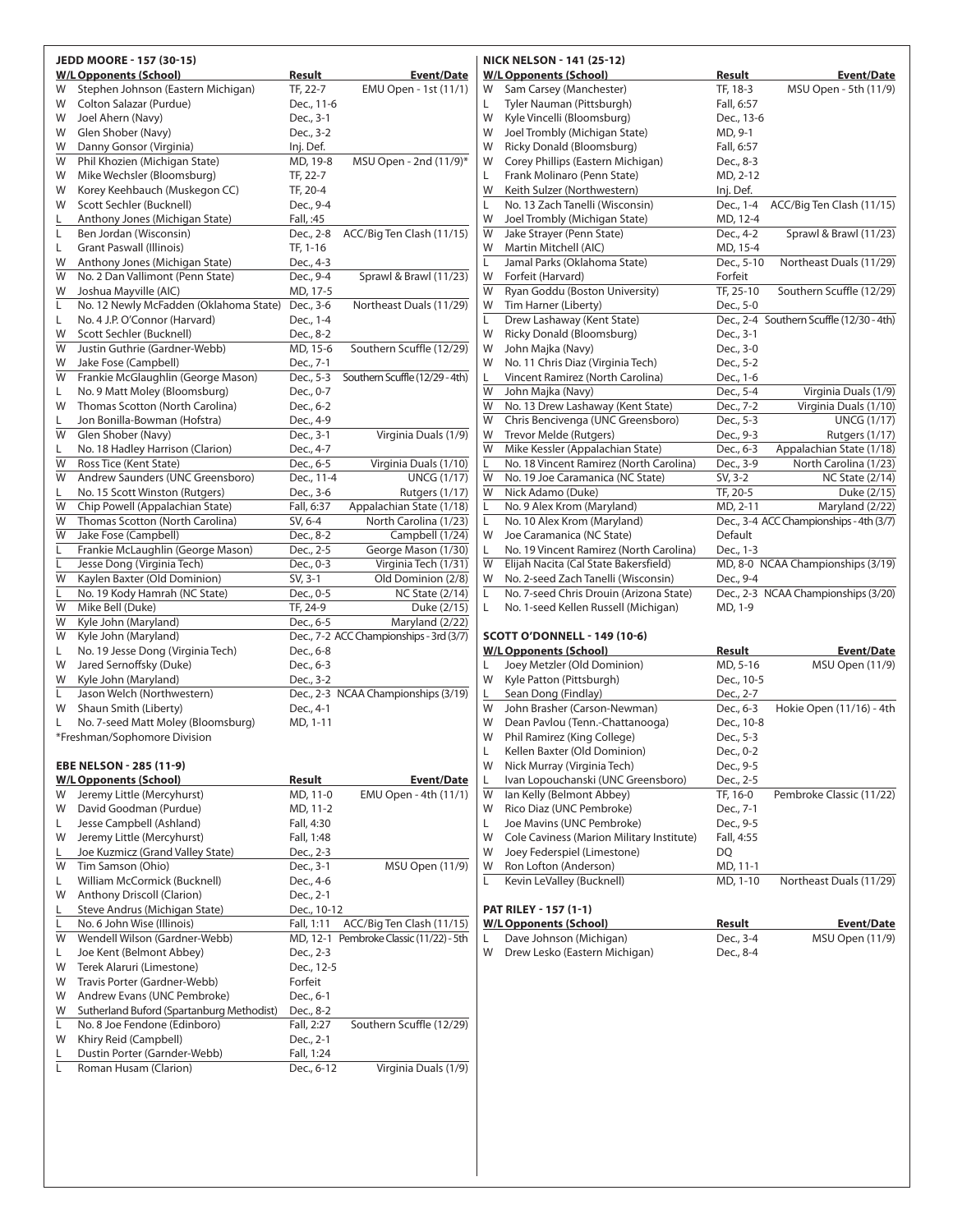## JEDD MOORE - 157 (30-15)

| W/L | Opponents (School) | Result | Event/Date |
|---|---|---|---|
| W | Stephen Johnson (Eastern Michigan) | TF, 22-7 | EMU Open - 1st (11/1) |
| W | Colton Salazar (Purdue) | Dec., 11-6 | |
| W | Joel Ahern (Navy) | Dec., 3-1 | |
| W | Glen Shober (Navy) | Dec., 3-2 | |
| W | Danny Gonsor (Virginia) | Inj. Def. | |
| W | Phil Khozien (Michigan State) | MD, 19-8 | MSU Open - 2nd (11/9)* |
| W | Mike Wechsler (Bloomsburg) | TF, 22-7 | |
| W | Korey Keehbauch (Muskegon CC) | TF, 20-4 | |
| W | Scott Sechler (Bucknell) | Dec., 9-4 | |
| L | Anthony Jones (Michigan State) | Fall, :45 | |
| L | Ben Jordan (Wisconsin) | Dec., 2-8 | ACC/Big Ten Clash (11/15) |
| L | Grant Paswall (Illinois) | TF, 1-16 | |
| W | Anthony Jones (Michigan State) | Dec., 4-3 | |
| W | No. 2 Dan Vallimont (Penn State) | Dec., 9-4 | Sprawl & Brawl (11/23) |
| W | Joshua Mayville (AIC) | MD, 17-5 | |
| L | No. 12 Newly McFadden (Oklahoma State) | Dec., 3-6 | Northeast Duals (11/29) |
| L | No. 4 J.P. O'Connor (Harvard) | Dec., 1-4 | |
| W | Scott Sechler (Bucknell) | Dec., 8-2 | |
| W | Justin Guthrie (Gardner-Webb) | MD, 15-6 | Southern Scuffle (12/29) |
| W | Jake Fose (Campbell) | Dec., 7-1 | |
| W | Frankie McGlaughlin (George Mason) | Dec., 5-3 | Southern Scuffle (12/29 - 4th) |
| L | No. 9 Matt Moley (Bloomsburg) | Dec., 0-7 | |
| W | Thomas Scotton (North Carolina) | Dec., 6-2 | |
| L | Jon Bonilla-Bowman (Hofstra) | Dec., 4-9 | |
| W | Glen Shober (Navy) | Dec., 3-1 | Virginia Duals (1/9) |
| L | No. 18 Hadley Harrison (Clarion) | Dec., 4-7 | |
| W | Ross Tice (Kent State) | Dec., 6-5 | Virginia Duals (1/10) |
| W | Andrew Saunders (UNC Greensboro) | Dec., 11-4 | UNCG (1/17) |
| L | No. 15 Scott Winston (Rutgers) | Dec., 3-6 | Rutgers (1/17) |
| W | Chip Powell (Appalachian State) | Fall, 6:37 | Appalachian State (1/18) |
| W | Thomas Scotton (North Carolina) | SV, 6-4 | North Carolina (1/23) |
| W | Jake Fose (Campbell) | Dec., 8-2 | Campbell (1/24) |
| L | Frankie McLaughlin (George Mason) | Dec., 2-5 | George Mason (1/30) |
| L | Jesse Dong (Virginia Tech) | Dec., 0-3 | Virginia Tech (1/31) |
| W | Kaylen Baxter (Old Dominion) | SV, 3-1 | Old Dominion (2/8) |
| L | No. 19 Kody Hamrah (NC State) | Dec., 0-5 | NC State (2/14) |
| W | Mike Bell (Duke) | TF, 24-9 | Duke (2/15) |
| W | Kyle John (Maryland) | Dec., 6-5 | Maryland (2/22) |
| W | Kyle John (Maryland) | Dec., 7-2 | ACC Championships - 3rd (3/7) |
| L | No. 19 Jesse Dong (Virginia Tech) | Dec., 6-8 | |
| W | Jared Sernoffsky (Duke) | Dec., 6-3 | |
| W | Kyle John (Maryland) | Dec., 3-2 | |
| L | Jason Welch (Northwestern) | Dec., 2-3 | NCAA Championships (3/19) |
| W | Shaun Smith (Liberty) | Dec., 4-1 | |
| L | No. 7-seed Matt Moley (Bloomsburg) | MD, 1-11 | |

*Freshman/Sophomore Division

## EBE NELSON - 285 (11-9)

| W/L | Opponents (School) | Result | Event/Date |
|---|---|---|---|
| W | Jeremy Little (Mercyhurst) | MD, 11-0 | EMU Open - 4th (11/1) |
| W | David Goodman (Purdue) | MD, 11-2 | |
| L | Jesse Campbell (Ashland) | Fall, 4:30 | |
| W | Jeremy Little (Mercyhurst) | Fall, 1:48 | |
| L | Joe Kuzmicz (Grand Valley State) | Dec., 2-3 | |
| W | Tim Samson (Ohio) | Dec., 3-1 | MSU Open (11/9) |
| L | William McCormick (Bucknell) | Dec., 4-6 | |
| W | Anthony Driscoll (Clarion) | Dec., 2-1 | |
| L | Steve Andrus (Michigan State) | Dec., 10-12 | |
| L | No. 6 John Wise (Illinois) | Fall, 1:11 | ACC/Big Ten Clash (11/15) |
| W | Wendell Wilson (Gardner-Webb) | MD, 12-1 | Pembroke Classic (11/22) - 5th |
| L | Joe Kent (Belmont Abbey) | Dec., 2-3 | |
| W | Terek Alaruri (Limestone) | Dec., 12-5 | |
| W | Travis Porter (Gardner-Webb) | Forfeit | |
| W | Andrew Evans (UNC Pembroke) | Dec., 6-1 | |
| W | Sutherland Buford (Spartanburg Methodist) | Dec., 8-2 | |
| L | No. 8 Joe Fendone (Edinboro) | Fall, 2:27 | Southern Scuffle (12/29) |
| W | Khiry Reid (Campbell) | Dec., 2-1 | |
| L | Dustin Porter (Garnder-Webb) | Fall, 1:24 | |
| L | Roman Husam (Clarion) | Dec., 6-12 | Virginia Duals (1/9) |

## NICK NELSON - 141 (25-12)

| W/L | Opponents (School) | Result | Event/Date |
|---|---|---|---|
| W | Sam Carsey (Manchester) | TF, 18-3 | MSU Open - 5th (11/9) |
| L | Tyler Nauman (Pittsburgh) | Fall, 6:57 | |
| W | Kyle Vincelli (Bloomsburg) | Dec., 13-6 | |
| W | Joel Trombly (Michigan State) | MD, 9-1 | |
| W | Ricky Donald (Bloomsburg) | Fall, 6:57 | |
| W | Corey Phillips (Eastern Michigan) | Dec., 8-3 | |
| L | Frank Molinaro (Penn State) | MD, 2-12 | |
| W | Keith Sulzer (Northwestern) | Inj. Def. | |
| L | No. 13 Zach Tanelli (Wisconsin) | Dec., 1-4 | ACC/Big Ten Clash (11/15) |
| W | Joel Trombly (Michigan State) | MD, 12-4 | |
| W | Jake Strayer (Penn State) | Dec., 4-2 | Sprawl & Brawl (11/23) |
| W | Martin Mitchell (AIC) | MD, 15-4 | |
| L | Jamal Parks (Oklahoma State) | Dec., 5-10 | Northeast Duals (11/29) |
| W | Forfeit (Harvard) | Forfeit | |
| W | Ryan Goddu (Boston University) | TF, 25-10 | Southern Scuffle (12/29) |
| W | Tim Harner (Liberty) | Dec., 5-0 | |
| L | Drew Lashaway (Kent State) | Dec., 2-4 | Southern Scuffle (12/30 - 4th) |
| W | Ricky Donald (Bloomsburg) | Dec., 3-1 | |
| W | John Majka (Navy) | Dec., 3-0 | |
| W | No. 11 Chris Diaz (Virginia Tech) | Dec., 5-2 | |
| L | Vincent Ramirez (North Carolina) | Dec., 1-6 | |
| W | John Majka (Navy) | Dec., 5-4 | Virginia Duals (1/9) |
| W | No. 13 Drew Lashaway (Kent State) | Dec., 7-2 | Virginia Duals (1/10) |
| W | Chris Bencivenga (UNC Greensboro) | Dec., 5-3 | UNCG (1/17) |
| W | Trevor Melde (Rutgers) | Dec., 9-3 | Rutgers (1/17) |
| W | Mike Kessler (Appalachian State) | Dec., 6-3 | Appalachian State (1/18) |
| L | No. 18 Vincent Ramirez (North Carolina) | Dec., 3-9 | North Carolina (1/23) |
| W | No. 19 Joe Caramanica (NC State) | SV, 3-2 | NC State (2/14) |
| W | Nick Adamo (Duke) | TF, 20-5 | Duke (2/15) |
| L | No. 9 Alex Krom (Maryland) | MD, 2-11 | Maryland (2/22) |
| L | No. 10 Alex Krom (Maryland) | Dec., 3-4 | ACC Championships - 4th (3/7) |
| W | Joe Caramanica (NC State) | Default | |
| L | No. 19 Vincent Ramirez (North Carolina) | Dec., 1-3 | |
| W | Elijah Nacita (Cal State Bakersfield) | MD, 8-0 | NCAA Championships (3/19) |
| W | No. 2-seed Zach Tanelli (Wisconsin) | Dec., 9-4 | |
| L | No. 7-seed Chris Drouin (Arizona State) | Dec., 2-3 | NCAA Championships (3/20) |
| L | No. 1-seed Kellen Russell (Michigan) | MD, 1-9 | |

## SCOTT O'DONNELL - 149 (10-6)

| W/L | Opponents (School) | Result | Event/Date |
|---|---|---|---|
| L | Joey Metzler (Old Dominion) | MD, 5-16 | MSU Open (11/9) |
| W | Kyle Patton (Pittsburgh) | Dec., 10-5 | |
| L | Sean Dong (Findlay) | Dec., 2-7 | |
| W | John Brasher (Carson-Newman) | Dec., 6-3 | Hokie Open (11/16) - 4th |
| W | Dean Pavlou (Tenn.-Chattanooga) | Dec., 10-8 | |
| W | Phil Ramirez (King College) | Dec., 5-3 | |
| L | Kellen Baxter (Old Dominion) | Dec., 0-2 | |
| W | Nick Murray (Virginia Tech) | Dec., 9-5 | |
| L | Ivan Lopouchanski (UNC Greensboro) | Dec., 2-5 | |
| W | Ian Kelly (Belmont Abbey) | TF, 16-0 | Pembroke Classic (11/22) |
| W | Rico Diaz (UNC Pembroke) | Dec., 7-1 | |
| L | Joe Mavins (UNC Pembroke) | Dec., 9-5 | |
| W | Cole Caviness (Marion Military Institute) | Fall, 4:55 | |
| W | Joey Federspiel (Limestone) | DQ | |
| W | Ron Lofton (Anderson) | MD, 11-1 | |
| L | Kevin LeValley (Bucknell) | MD, 1-10 | Northeast Duals (11/29) |

## PAT RILEY - 157 (1-1)

| W/L | Opponents (School) | Result | Event/Date |
|---|---|---|---|
| L | Dave Johnson (Michigan) | Dec., 3-4 | MSU Open (11/9) |
| W | Drew Lesko (Eastern Michigan) | Dec., 8-4 | |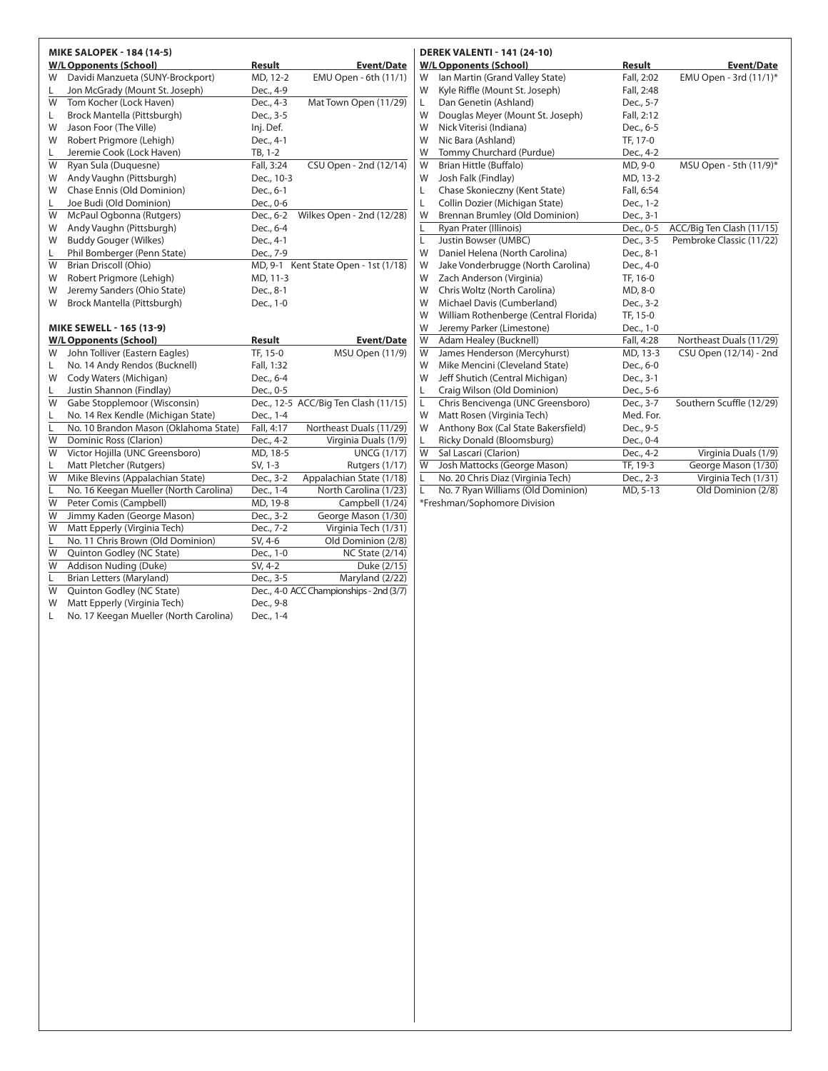### MIKE SALOPEK - 184 (14-5)

| W/L | Opponents (School) | Result | Event/Date |
|---|---|---|---|
| W | Davidi Manzueta (SUNY-Brockport) | MD, 12-2 | EMU Open - 6th (11/1) |
| L | Jon McGrady (Mount St. Joseph) | Dec., 4-9 | |
| W | Tom Kocher (Lock Haven) | Dec., 4-3 | Mat Town Open (11/29) |
| L | Brock Mantella (Pittsburgh) | Dec., 3-5 | |
| W | Jason Foor (The Ville) | Inj. Def. | |
| W | Robert Prigmore (Lehigh) | Dec., 4-1 | |
| L | Jeremie Cook (Lock Haven) | TB, 1-2 | |
| W | Ryan Sula (Duquesne) | Fall, 3:24 | CSU Open - 2nd (12/14) |
| W | Andy Vaughn (Pittsburgh) | Dec., 10-3 | |
| W | Chase Ennis (Old Dominion) | Dec., 6-1 | |
| L | Joe Budi (Old Dominion) | Dec., 0-6 | |
| W | McPaul Ogbonna (Rutgers) | Dec., 6-2 | Wilkes Open - 2nd (12/28) |
| W | Andy Vaughn (Pittsburgh) | Dec., 6-4 | |
| W | Buddy Gouger (Wilkes) | Dec., 4-1 | |
| L | Phil Bomberger (Penn State) | Dec., 7-9 | |
| W | Brian Driscoll (Ohio) | MD, 9-1 | Kent State Open - 1st (1/18) |
| W | Robert Prigmore (Lehigh) | MD, 11-3 | |
| W | Jeremy Sanders (Ohio State) | Dec., 8-1 | |
| W | Brock Mantella (Pittsburgh) | Dec., 1-0 | |

### MIKE SEWELL - 165 (13-9)

| W/L | Opponents (School) | Result | Event/Date |
|---|---|---|---|
| W | John Tolliver (Eastern Eagles) | TF, 15-0 | MSU Open (11/9) |
| L | No. 14 Andy Rendos (Bucknell) | Fall, 1:32 | |
| W | Cody Waters (Michigan) | Dec., 6-4 | |
| L | Justin Shannon (Findlay) | Dec., 0-5 | |
| W | Gabe Stopplemoor (Wisconsin) | Dec., 12-5 | ACC/Big Ten Clash (11/15) |
| L | No. 14 Rex Kendle (Michigan State) | Dec., 1-4 | |
| L | No. 10 Brandon Mason (Oklahoma State) | Fall, 4:17 | Northeast Duals (11/29) |
| W | Dominic Ross (Clarion) | Dec., 4-2 | Virginia Duals (1/9) |
| W | Victor Hojilla (UNC Greensboro) | MD, 18-5 | UNCG (1/17) |
| L | Matt Pletcher (Rutgers) | SV, 1-3 | Rutgers (1/17) |
| W | Mike Blevins (Appalachian State) | Dec., 3-2 | Appalachian State (1/18) |
| L | No. 16 Keegan Mueller (North Carolina) | Dec., 1-4 | North Carolina (1/23) |
| W | Peter Comis (Campbell) | MD, 19-8 | Campbell (1/24) |
| W | Jimmy Kaden (George Mason) | Dec., 3-2 | George Mason (1/30) |
| W | Matt Epperly (Virginia Tech) | Dec., 7-2 | Virginia Tech (1/31) |
| L | No. 11 Chris Brown (Old Dominion) | SV, 4-6 | Old Dominion (2/8) |
| W | Quinton Godley (NC State) | Dec., 1-0 | NC State (2/14) |
| W | Addison Nuding (Duke) | SV, 4-2 | Duke (2/15) |
| L | Brian Letters (Maryland) | Dec., 3-5 | Maryland (2/22) |
| W | Quinton Godley (NC State) | Dec., 4-0 | ACC Championships - 2nd (3/7) |
| W | Matt Epperly (Virginia Tech) | Dec., 9-8 | |
| L | No. 17 Keegan Mueller (North Carolina) | Dec., 1-4 | |

### DEREK VALENTI - 141 (24-10)

| W/L | Opponents (School) | Result | Event/Date |
|---|---|---|---|
| W | Ian Martin (Grand Valley State) | Fall, 2:02 | EMU Open - 3rd (11/1)* |
| W | Kyle Riffle (Mount St. Joseph) | Fall, 2:48 | |
| L | Dan Genetin (Ashland) | Dec., 5-7 | |
| W | Douglas Meyer (Mount St. Joseph) | Fall, 2:12 | |
| W | Nick Viterisi (Indiana) | Dec., 6-5 | |
| W | Nic Bara (Ashland) | TF, 17-0 | |
| W | Tommy Churchard (Purdue) | Dec., 4-2 | |
| W | Brian Hittle (Buffalo) | MD, 9-0 | MSU Open - 5th (11/9)* |
| W | Josh Falk (Findlay) | MD, 13-2 | |
| L | Chase Skonieczny (Kent State) | Fall, 6:54 | |
| L | Collin Dozier (Michigan State) | Dec., 1-2 | |
| W | Brennan Brumley (Old Dominion) | Dec., 3-1 | |
| L | Ryan Prater (Illinois) | Dec., 0-5 | ACC/Big Ten Clash (11/15) |
| L | Justin Bowser (UMBC) | Dec., 3-5 | Pembroke Classic (11/22) |
| W | Daniel Helena (North Carolina) | Dec., 8-1 | |
| W | Jake Vonderbrugge (North Carolina) | Dec., 4-0 | |
| W | Zach Anderson (Virginia) | TF, 16-0 | |
| W | Chris Woltz (North Carolina) | MD, 8-0 | |
| W | Michael Davis (Cumberland) | Dec., 3-2 | |
| W | William Rothenberge (Central Florida) | TF, 15-0 | |
| W | Jeremy Parker (Limestone) | Dec., 1-0 | |
| W | Adam Healey (Bucknell) | Fall, 4:28 | Northeast Duals (11/29) |
| W | James Henderson (Mercyhurst) | MD, 13-3 | CSU Open (12/14) - 2nd |
| W | Mike Mencini (Cleveland State) | Dec., 6-0 | |
| W | Jeff Shutich (Central Michigan) | Dec., 3-1 | |
| L | Craig Wilson (Old Dominion) | Dec., 5-6 | |
| L | Chris Bencivenga (UNC Greensboro) | Dec., 3-7 | Southern Scuffle (12/29) |
| W | Matt Rosen (Virginia Tech) | Med. For. | |
| W | Anthony Box (Cal State Bakersfield) | Dec., 9-5 | |
| L | Ricky Donald (Bloomsburg) | Dec., 0-4 | |
| W | Sal Lascari (Clarion) | Dec., 4-2 | Virginia Duals (1/9) |
| W | Josh Mattocks (George Mason) | TF, 19-3 | George Mason (1/30) |
| L | No. 20 Chris Diaz (Virginia Tech) | Dec., 2-3 | Virginia Tech (1/31) |
| L | No. 7 Ryan Williams (Old Dominion) | MD, 5-13 | Old Dominion (2/8) |

*Freshman/Sophomore Division